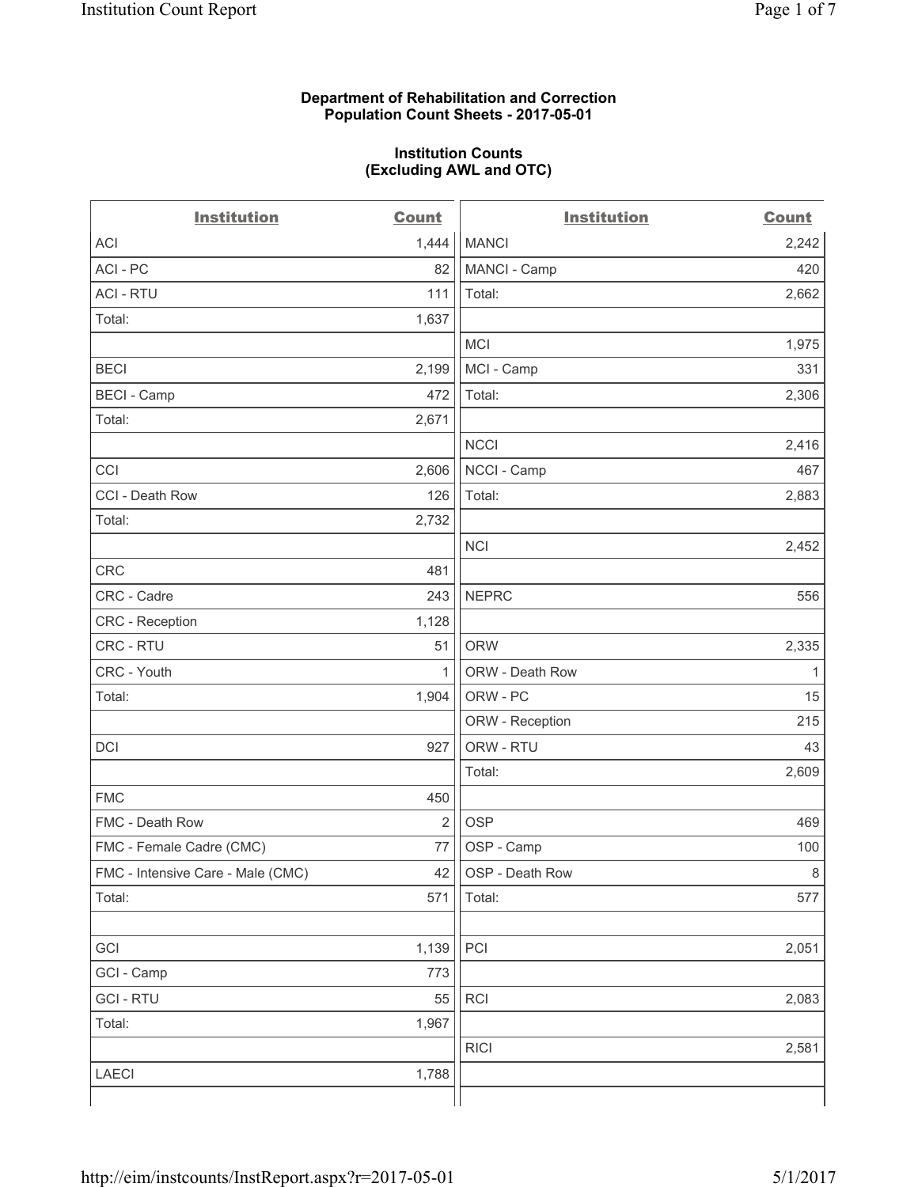**Department of Rehabilitation and Correction**
**Population Count Sheets - 2017-05-01**

**Institution Counts**
**(Excluding AWL and OTC)**

| Institution | Count | Institution | Count |
|---|---|---|---|
| ACI | 1,444 | MANCI | 2,242 |
| ACI - PC | 82 | MANCI - Camp | 420 |
| ACI - RTU | 111 | Total: | 2,662 |
| Total: | 1,637 | | |
| | | MCI | 1,975 |
| BECI | 2,199 | MCI - Camp | 331 |
| BECI - Camp | 472 | Total: | 2,306 |
| Total: | 2,671 | | |
| | | NCCI | 2,416 |
| CCI | 2,606 | NCCI - Camp | 467 |
| CCI - Death Row | 126 | Total: | 2,883 |
| Total: | 2,732 | | |
| | | NCI | 2,452 |
| CRC | 481 | | |
| CRC - Cadre | 243 | NEPRC | 556 |
| CRC - Reception | 1,128 | | |
| CRC - RTU | 51 | ORW | 2,335 |
| CRC - Youth | 1 | ORW - Death Row | 1 |
| Total: | 1,904 | ORW - PC | 15 |
| | | ORW - Reception | 215 |
| DCI | 927 | ORW - RTU | 43 |
| | | Total: | 2,609 |
| FMC | 450 | | |
| FMC - Death Row | 2 | OSP | 469 |
| FMC - Female Cadre (CMC) | 77 | OSP - Camp | 100 |
| FMC - Intensive Care - Male (CMC) | 42 | OSP - Death Row | 8 |
| Total: | 571 | Total: | 577 |
| | | | |
| GCI | 1,139 | PCI | 2,051 |
| GCI - Camp | 773 | | |
| GCI - RTU | 55 | RCI | 2,083 |
| Total: | 1,967 | | |
| | | RICI | 2,581 |
| LAECI | 1,788 | | |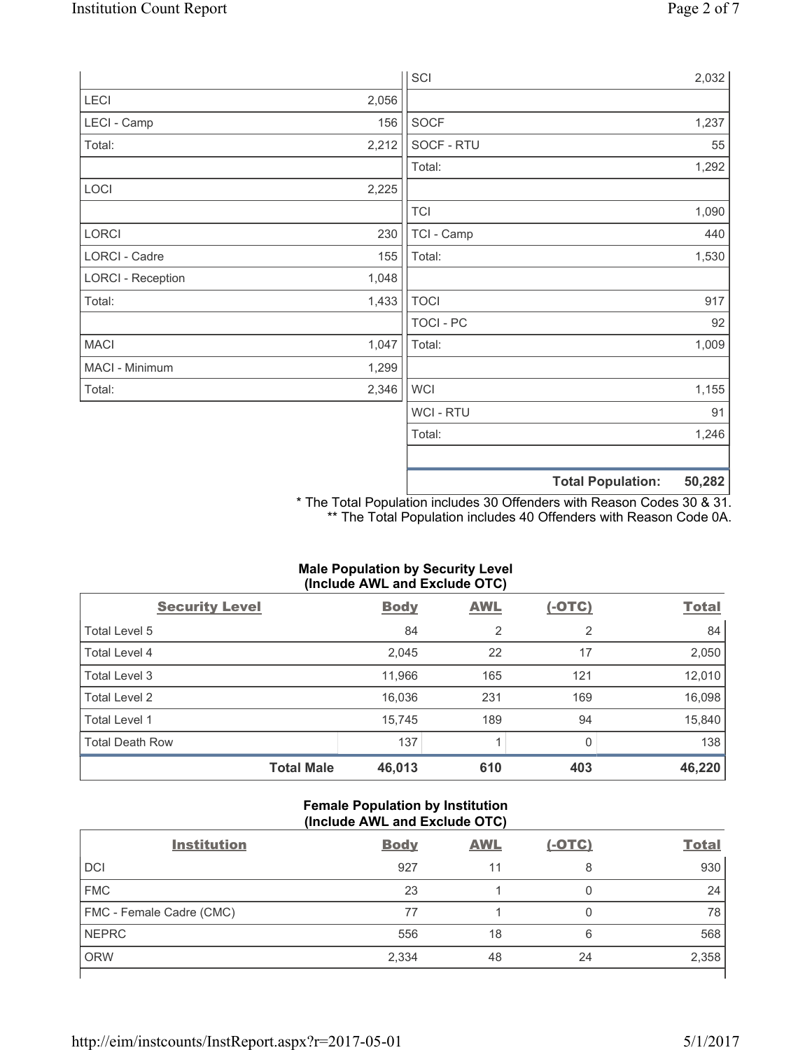| | | | |
|---|---|---|---|
| | | SCI | 2,032 |
| LECI | 2,056 | | |
| LECI - Camp | 156 | SOCF | 1,237 |
| Total: | 2,212 | SOCF - RTU | 55 |
| | | Total: | 1,292 |
| LOCI | 2,225 | | |
| | | TCI | 1,090 |
| LORCI | 230 | TCI - Camp | 440 |
| LORCI - Cadre | 155 | Total: | 1,530 |
| LORCI - Reception | 1,048 | | |
| Total: | 1,433 | TOCI | 917 |
| | | TOCI - PC | 92 |
| MACI | 1,047 | Total: | 1,009 |
| MACI - Minimum | 1,299 | | |
| Total: | 2,346 | WCI | 1,155 |
| | | WCI - RTU | 91 |
| | | Total: | 1,246 |
| | | | |
| | | **Total Population:** | **50,282** |

\* The Total Population includes 30 Offenders with Reason Codes 30 & 31.
\*\* The Total Population includes 40 Offenders with Reason Code 0A.

**Male Population by Security Level (Include AWL and Exclude OTC)**

| Security Level | Body | AWL | (-OTC) | Total |
|---|---|---|---|---|
| Total Level 5 | 84 | 2 | 2 | 84 |
| Total Level 4 | 2,045 | 22 | 17 | 2,050 |
| Total Level 3 | 11,966 | 165 | 121 | 12,010 |
| Total Level 2 | 16,036 | 231 | 169 | 16,098 |
| Total Level 1 | 15,745 | 189 | 94 | 15,840 |
| Total Death Row | 137 | 1 | 0 | 138 |
| **Total Male** | **46,013** | **610** | **403** | **46,220** |

**Female Population by Institution (Include AWL and Exclude OTC)**

| Institution | Body | AWL | (-OTC) | Total |
|---|---|---|---|---|
| DCI | 927 | 11 | 8 | 930 |
| FMC | 23 | 1 | 0 | 24 |
| FMC - Female Cadre (CMC) | 77 | 1 | 0 | 78 |
| NEPRC | 556 | 18 | 6 | 568 |
| ORW | 2,334 | 48 | 24 | 2,358 |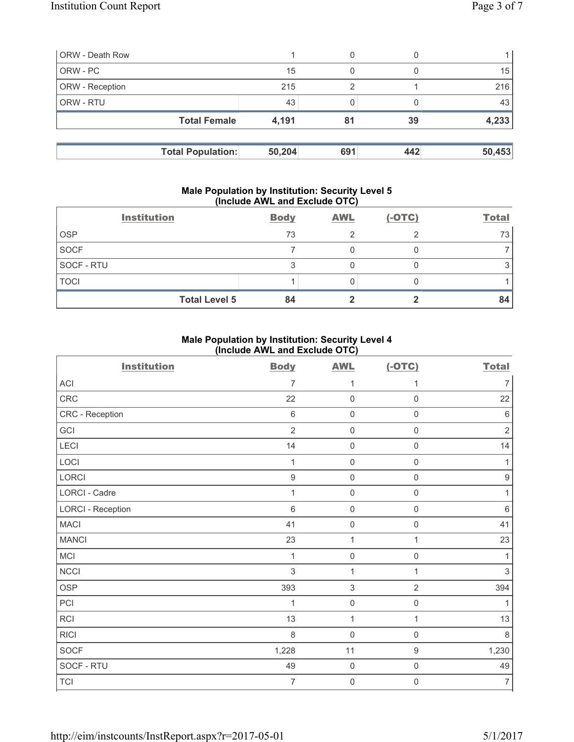| | | | | |
|---|---|---|---|---|
| ORW - Death Row | 1 | 0 | 0 | 1 |
| ORW - PC | 15 | 0 | 0 | 15 |
| ORW - Reception | 215 | 2 | 1 | 216 |
| ORW - RTU | 43 | 0 | 0 | 43 |
| **Total Female** | **4,191** | **81** | **39** | **4,233** |

| | | | | |
|---|---|---|---|---|
| **Total Population:** | **50,204** | **691** | **442** | **50,453** |

### Male Population by Institution: Security Level 5 (Include AWL and Exclude OTC)

| Institution | Body | AWL | (-OTC) | Total |
|---|---|---|---|---|
| OSP | 73 | 2 | 2 | 73 |
| SOCF | 7 | 0 | 0 | 7 |
| SOCF - RTU | 3 | 0 | 0 | 3 |
| TOCI | 1 | 0 | 0 | 1 |
| **Total Level 5** | **84** | **2** | **2** | **84** |

### Male Population by Institution: Security Level 4 (Include AWL and Exclude OTC)

| Institution | Body | AWL | (-OTC) | Total |
|---|---|---|---|---|
| ACI | 7 | 1 | 1 | 7 |
| CRC | 22 | 0 | 0 | 22 |
| CRC - Reception | 6 | 0 | 0 | 6 |
| GCI | 2 | 0 | 0 | 2 |
| LECI | 14 | 0 | 0 | 14 |
| LOCI | 1 | 0 | 0 | 1 |
| LORCI | 9 | 0 | 0 | 9 |
| LORCI - Cadre | 1 | 0 | 0 | 1 |
| LORCI - Reception | 6 | 0 | 0 | 6 |
| MACI | 41 | 0 | 0 | 41 |
| MANCI | 23 | 1 | 1 | 23 |
| MCI | 1 | 0 | 0 | 1 |
| NCCI | 3 | 1 | 1 | 3 |
| OSP | 393 | 3 | 2 | 394 |
| PCI | 1 | 0 | 0 | 1 |
| RCI | 13 | 1 | 1 | 13 |
| RICI | 8 | 0 | 0 | 8 |
| SOCF | 1,228 | 11 | 9 | 1,230 |
| SOCF - RTU | 49 | 0 | 0 | 49 |
| TCI | 7 | 0 | 0 | 7 |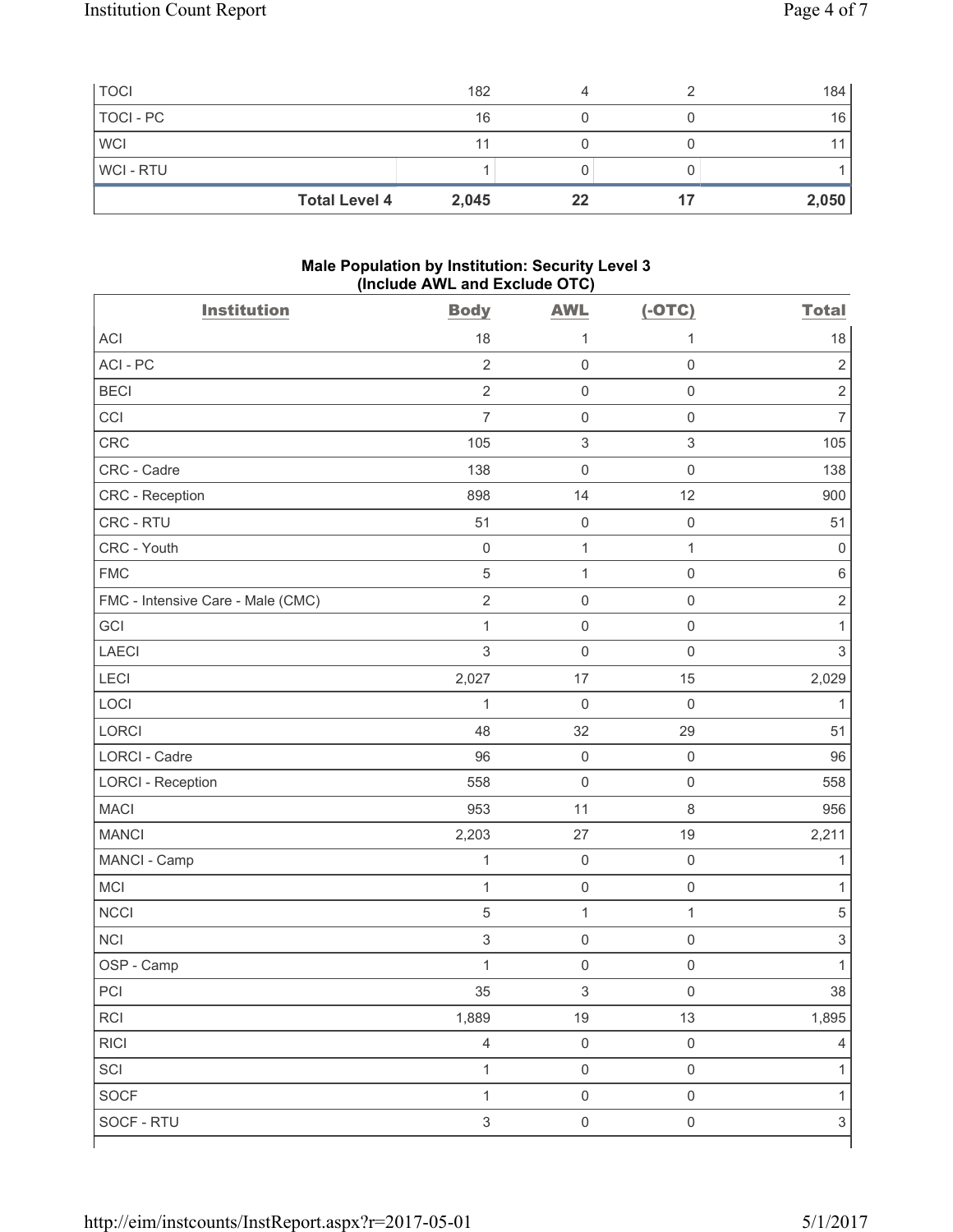| TOCI | 182 | 4 | 2 | 184 |
|---|---|---|---|---|
| TOCI - PC | 16 | 0 | 0 | 16 |
| WCI | 11 | 0 | 0 | 11 |
| WCI - RTU | 1 | 0 | 0 | 1 |
| **Total Level 4** | **2,045** | **22** | **17** | **2,050** |

### Male Population by Institution: Security Level 3 (Include AWL and Exclude OTC)

| Institution | Body | AWL | (-OTC) | Total |
|---|---|---|---|---|
| ACI | 18 | 1 | 1 | 18 |
| ACI - PC | 2 | 0 | 0 | 2 |
| BECI | 2 | 0 | 0 | 2 |
| CCI | 7 | 0 | 0 | 7 |
| CRC | 105 | 3 | 3 | 105 |
| CRC - Cadre | 138 | 0 | 0 | 138 |
| CRC - Reception | 898 | 14 | 12 | 900 |
| CRC - RTU | 51 | 0 | 0 | 51 |
| CRC - Youth | 0 | 1 | 1 | 0 |
| FMC | 5 | 1 | 0 | 6 |
| FMC - Intensive Care - Male (CMC) | 2 | 0 | 0 | 2 |
| GCI | 1 | 0 | 0 | 1 |
| LAECI | 3 | 0 | 0 | 3 |
| LECI | 2,027 | 17 | 15 | 2,029 |
| LOCI | 1 | 0 | 0 | 1 |
| LORCI | 48 | 32 | 29 | 51 |
| LORCI - Cadre | 96 | 0 | 0 | 96 |
| LORCI - Reception | 558 | 0 | 0 | 558 |
| MACI | 953 | 11 | 8 | 956 |
| MANCI | 2,203 | 27 | 19 | 2,211 |
| MANCI - Camp | 1 | 0 | 0 | 1 |
| MCI | 1 | 0 | 0 | 1 |
| NCCI | 5 | 1 | 1 | 5 |
| NCI | 3 | 0 | 0 | 3 |
| OSP - Camp | 1 | 0 | 0 | 1 |
| PCI | 35 | 3 | 0 | 38 |
| RCI | 1,889 | 19 | 13 | 1,895 |
| RICI | 4 | 0 | 0 | 4 |
| SCI | 1 | 0 | 0 | 1 |
| SOCF | 1 | 0 | 0 | 1 |
| SOCF - RTU | 3 | 0 | 0 | 3 |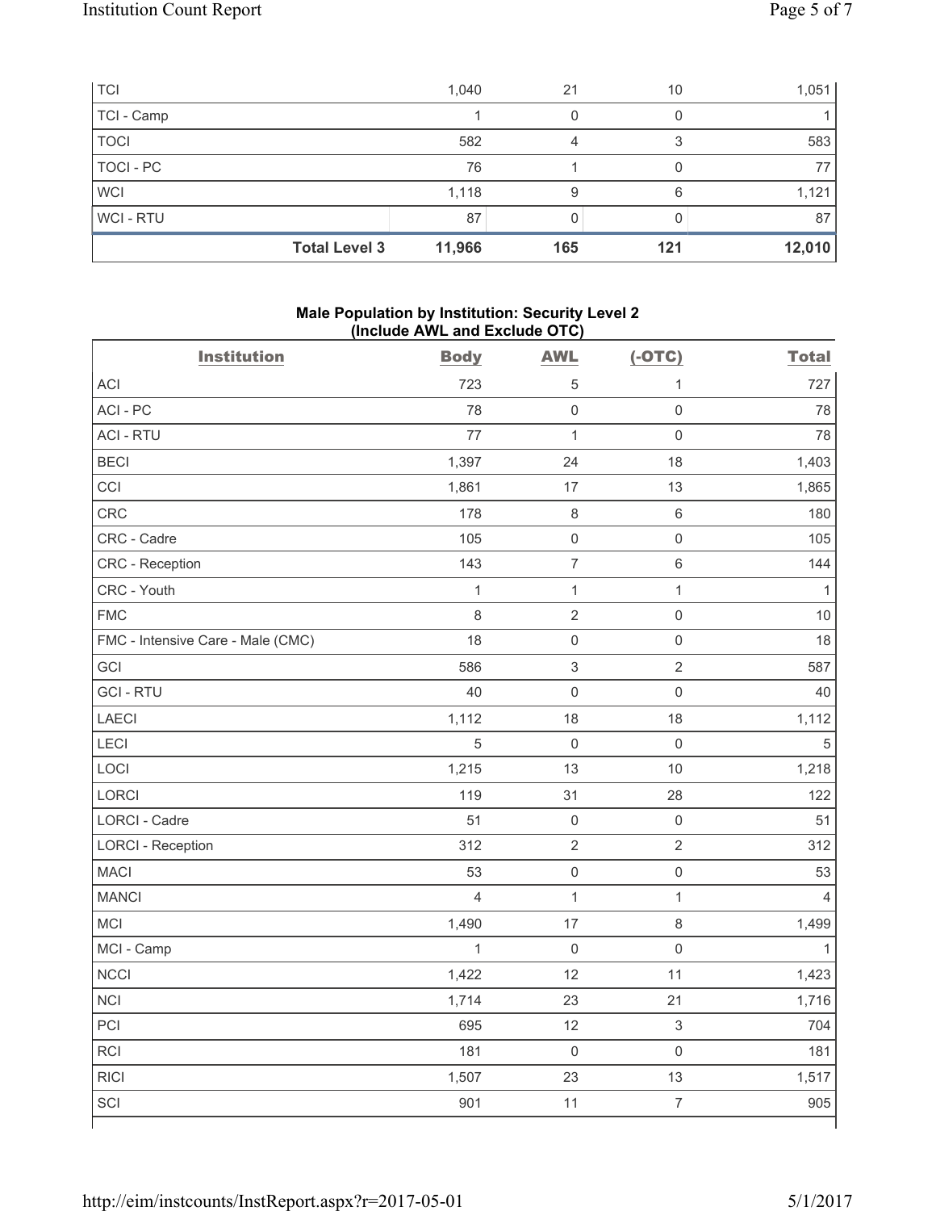| TCI | 1,040 | 21 | 10 | 1,051 |
|---|---|---|---|---|
| TCI - Camp | 1 | 0 | 0 | 1 |
| TOCI | 582 | 4 | 3 | 583 |
| TOCI - PC | 76 | 1 | 0 | 77 |
| WCI | 1,118 | 9 | 6 | 1,121 |
| WCI - RTU | 87 | 0 | 0 | 87 |
| **Total Level 3** | **11,966** | **165** | **121** | **12,010** |

**Male Population by Institution: Security Level 2 (Include AWL and Exclude OTC)**

| Institution | Body | AWL | (-OTC) | Total |
|---|---|---|---|---|
| ACI | 723 | 5 | 1 | 727 |
| ACI - PC | 78 | 0 | 0 | 78 |
| ACI - RTU | 77 | 1 | 0 | 78 |
| BECI | 1,397 | 24 | 18 | 1,403 |
| CCI | 1,861 | 17 | 13 | 1,865 |
| CRC | 178 | 8 | 6 | 180 |
| CRC - Cadre | 105 | 0 | 0 | 105 |
| CRC - Reception | 143 | 7 | 6 | 144 |
| CRC - Youth | 1 | 1 | 1 | 1 |
| FMC | 8 | 2 | 0 | 10 |
| FMC - Intensive Care - Male (CMC) | 18 | 0 | 0 | 18 |
| GCI | 586 | 3 | 2 | 587 |
| GCI - RTU | 40 | 0 | 0 | 40 |
| LAECI | 1,112 | 18 | 18 | 1,112 |
| LECI | 5 | 0 | 0 | 5 |
| LOCI | 1,215 | 13 | 10 | 1,218 |
| LORCI | 119 | 31 | 28 | 122 |
| LORCI - Cadre | 51 | 0 | 0 | 51 |
| LORCI - Reception | 312 | 2 | 2 | 312 |
| MACI | 53 | 0 | 0 | 53 |
| MANCI | 4 | 1 | 1 | 4 |
| MCI | 1,490 | 17 | 8 | 1,499 |
| MCI - Camp | 1 | 0 | 0 | 1 |
| NCCI | 1,422 | 12 | 11 | 1,423 |
| NCI | 1,714 | 23 | 21 | 1,716 |
| PCI | 695 | 12 | 3 | 704 |
| RCI | 181 | 0 | 0 | 181 |
| RICI | 1,507 | 23 | 13 | 1,517 |
| SCI | 901 | 11 | 7 | 905 |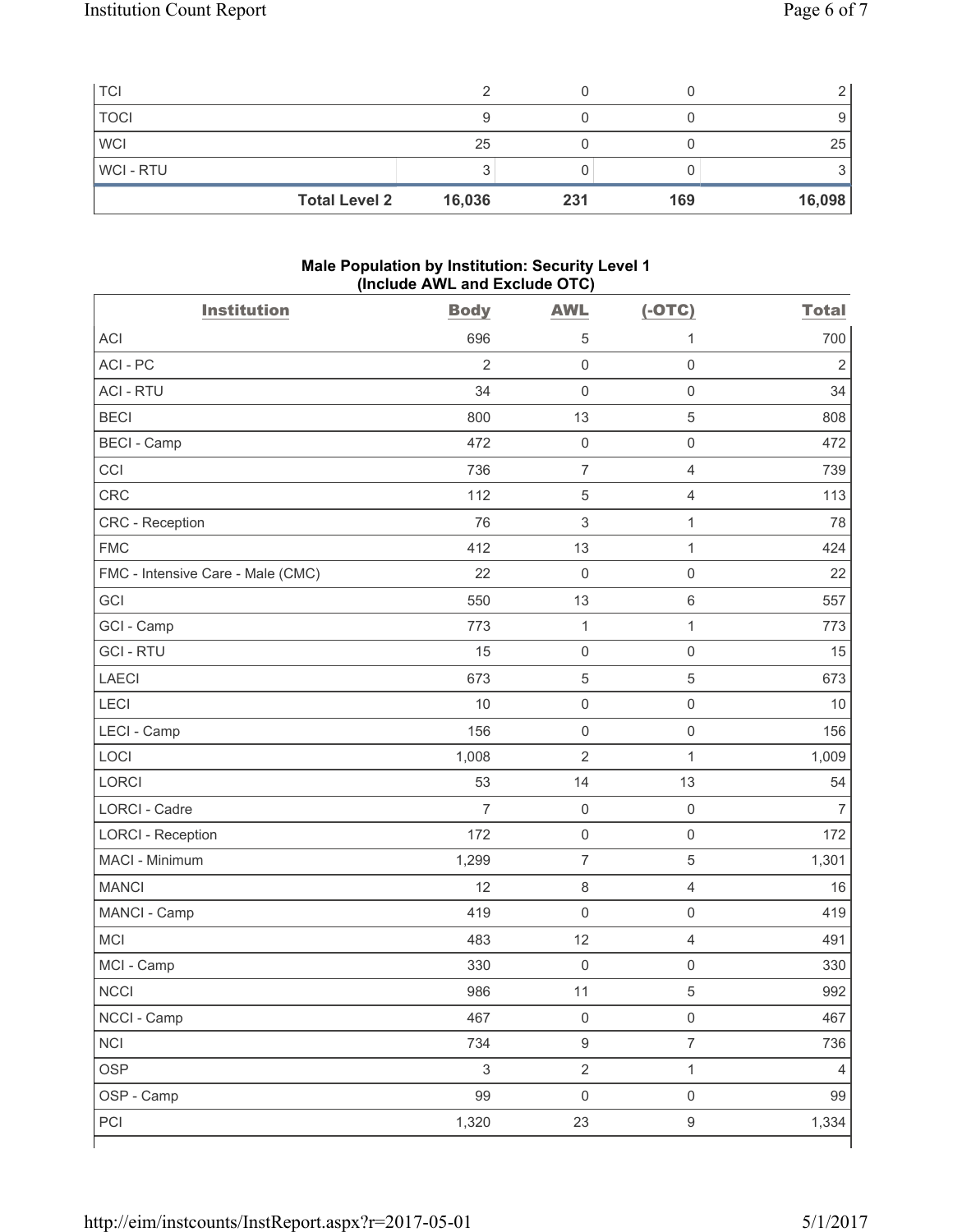| | | | | |
|---|---|---|---|---|
| TCI | 2 | 0 | 0 | 2 |
| TOCI | 9 | 0 | 0 | 9 |
| WCI | 25 | 0 | 0 | 25 |
| WCI - RTU | 3 | 0 | 0 | 3 |
| **Total Level 2** | **16,036** | **231** | **169** | **16,098** |

**Male Population by Institution: Security Level 1**
**(Include AWL and Exclude OTC)**

| Institution | Body | AWL | (-OTC) | Total |
|---|---|---|---|---|
| ACI | 696 | 5 | 1 | 700 |
| ACI - PC | 2 | 0 | 0 | 2 |
| ACI - RTU | 34 | 0 | 0 | 34 |
| BECI | 800 | 13 | 5 | 808 |
| BECI - Camp | 472 | 0 | 0 | 472 |
| CCI | 736 | 7 | 4 | 739 |
| CRC | 112 | 5 | 4 | 113 |
| CRC - Reception | 76 | 3 | 1 | 78 |
| FMC | 412 | 13 | 1 | 424 |
| FMC - Intensive Care - Male (CMC) | 22 | 0 | 0 | 22 |
| GCI | 550 | 13 | 6 | 557 |
| GCI - Camp | 773 | 1 | 1 | 773 |
| GCI - RTU | 15 | 0 | 0 | 15 |
| LAECI | 673 | 5 | 5 | 673 |
| LECI | 10 | 0 | 0 | 10 |
| LECI - Camp | 156 | 0 | 0 | 156 |
| LOCI | 1,008 | 2 | 1 | 1,009 |
| LORCI | 53 | 14 | 13 | 54 |
| LORCI - Cadre | 7 | 0 | 0 | 7 |
| LORCI - Reception | 172 | 0 | 0 | 172 |
| MACI - Minimum | 1,299 | 7 | 5 | 1,301 |
| MANCI | 12 | 8 | 4 | 16 |
| MANCI - Camp | 419 | 0 | 0 | 419 |
| MCI | 483 | 12 | 4 | 491 |
| MCI - Camp | 330 | 0 | 0 | 330 |
| NCCI | 986 | 11 | 5 | 992 |
| NCCI - Camp | 467 | 0 | 0 | 467 |
| NCI | 734 | 9 | 7 | 736 |
| OSP | 3 | 2 | 1 | 4 |
| OSP - Camp | 99 | 0 | 0 | 99 |
| PCI | 1,320 | 23 | 9 | 1,334 |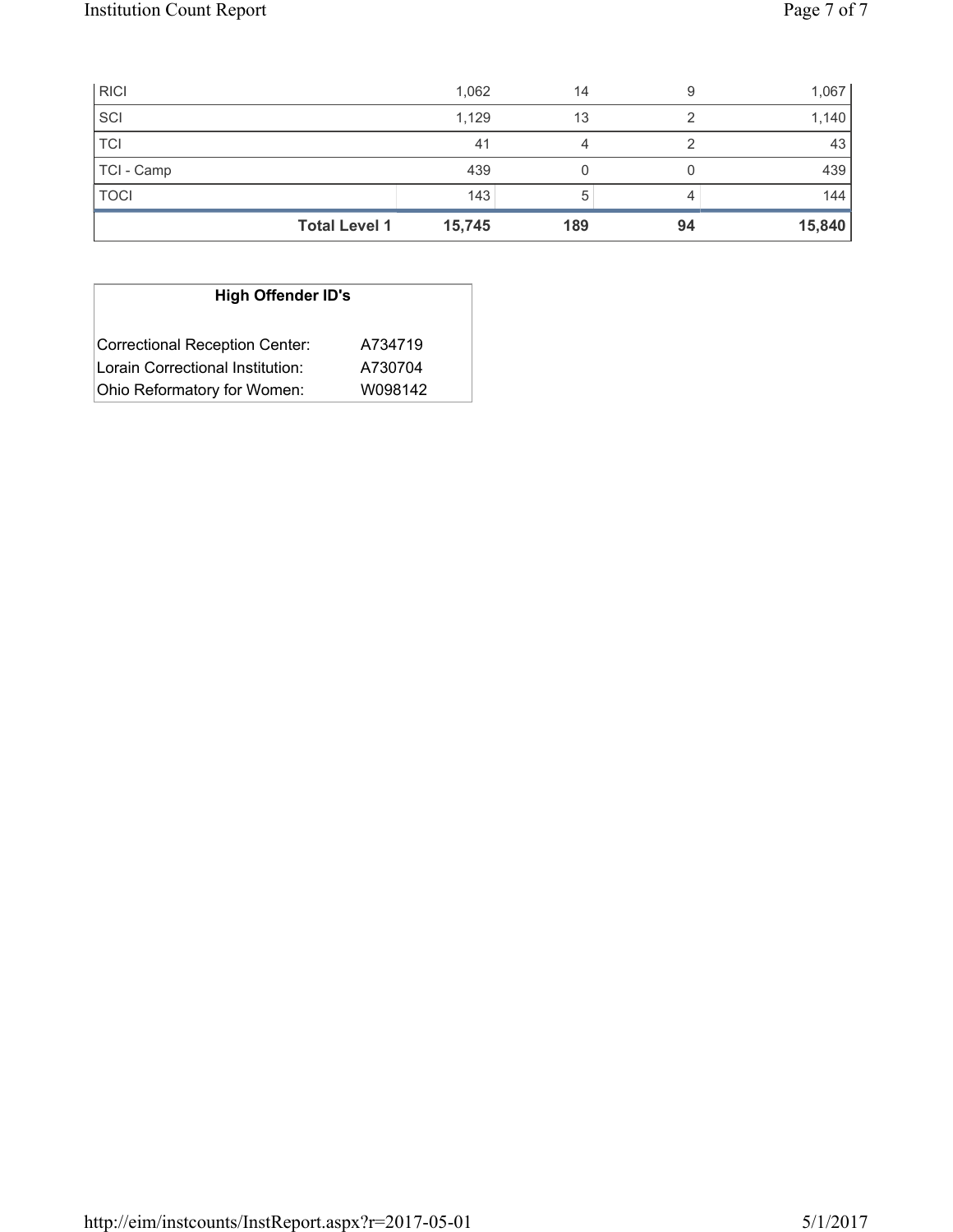| | | | | |
|---|---|---|---|---|
| RICI | 1,062 | 14 | 9 | 1,067 |
| SCI | 1,129 | 13 | 2 | 1,140 |
| TCI | 41 | 4 | 2 | 43 |
| TCI - Camp | 439 | 0 | 0 | 439 |
| TOCI | 143 | 5 | 4 | 144 |
| **Total Level 1** | **15,745** | **189** | **94** | **15,840** |

| High Offender ID's | |
|---|---|
| Correctional Reception Center: | A734719 |
| Lorain Correctional Institution: | A730704 |
| Ohio Reformatory for Women: | W098142 |